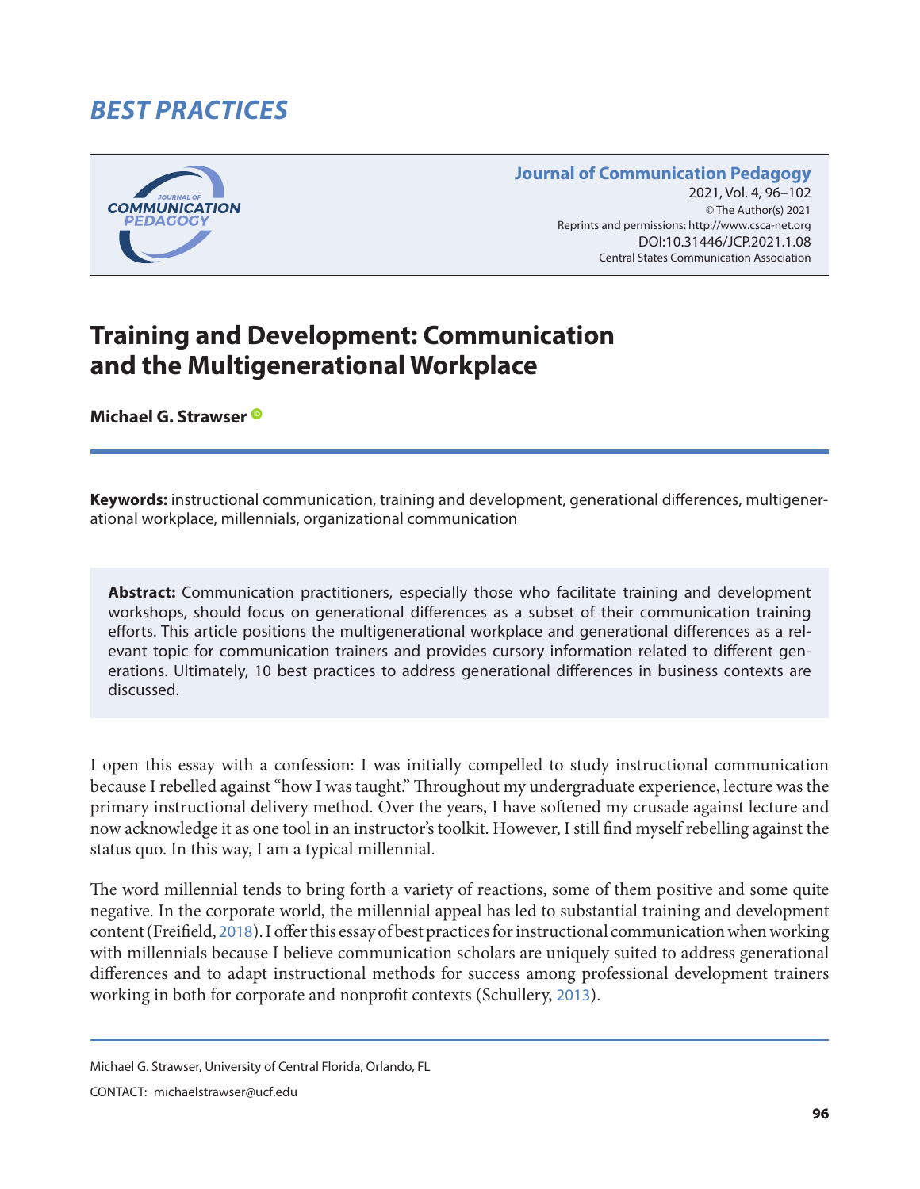# BEST PRACTICES

**Journal of Communication Pedagogy**
2021, Vol. 4, 96–102
© The Author(s) 2021
Reprints and permissions: http://www.csca-net.org
DOI:10.31446/JCP.2021.1.08
Central States Communication Association

# Training and Development: Communication and the Multigenerational Workplace

**Michael G. Strawser**

**Keywords:** instructional communication, training and development, generational differences, multigenerational workplace, millennials, organizational communication

**Abstract:** Communication practitioners, especially those who facilitate training and development workshops, should focus on generational differences as a subset of their communication training efforts. This article positions the multigenerational workplace and generational differences as a relevant topic for communication trainers and provides cursory information related to different generations. Ultimately, 10 best practices to address generational differences in business contexts are discussed.

I open this essay with a confession: I was initially compelled to study instructional communication because I rebelled against "how I was taught." Throughout my undergraduate experience, lecture was the primary instructional delivery method. Over the years, I have softened my crusade against lecture and now acknowledge it as one tool in an instructor's toolkit. However, I still find myself rebelling against the status quo. In this way, I am a typical millennial.

The word millennial tends to bring forth a variety of reactions, some of them positive and some quite negative. In the corporate world, the millennial appeal has led to substantial training and development content (Freifield, 2018). I offer this essay of best practices for instructional communication when working with millennials because I believe communication scholars are uniquely suited to address generational differences and to adapt instructional methods for success among professional development trainers working in both for corporate and nonprofit contexts (Schullery, 2013).

Michael G. Strawser, University of Central Florida, Orlando, FL

CONTACT: michaelstrawser@ucf.edu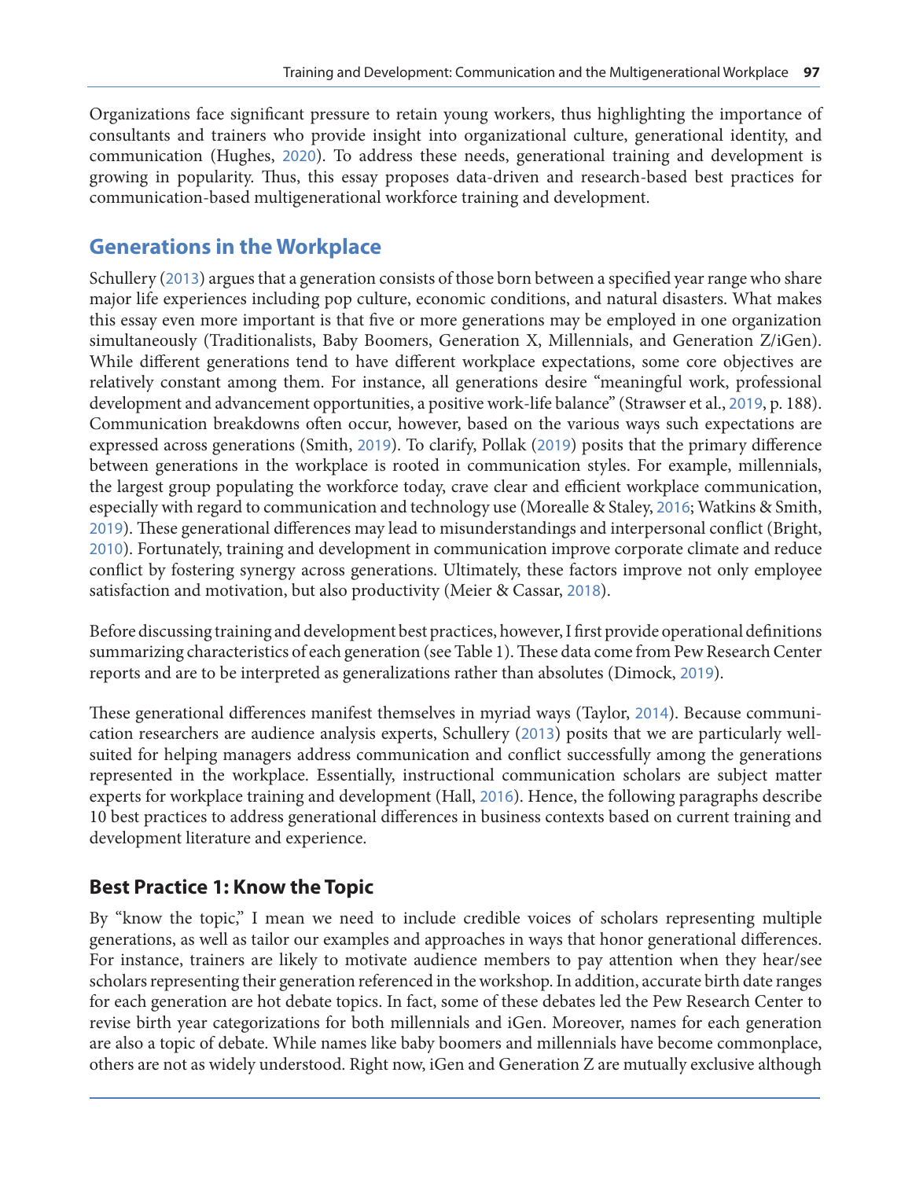Organizations face significant pressure to retain young workers, thus highlighting the importance of consultants and trainers who provide insight into organizational culture, generational identity, and communication (Hughes, 2020). To address these needs, generational training and development is growing in popularity. Thus, this essay proposes data-driven and research-based best practices for communication-based multigenerational workforce training and development.

## Generations in the Workplace

Schullery (2013) argues that a generation consists of those born between a specified year range who share major life experiences including pop culture, economic conditions, and natural disasters. What makes this essay even more important is that five or more generations may be employed in one organization simultaneously (Traditionalists, Baby Boomers, Generation X, Millennials, and Generation Z/iGen). While different generations tend to have different workplace expectations, some core objectives are relatively constant among them. For instance, all generations desire "meaningful work, professional development and advancement opportunities, a positive work-life balance" (Strawser et al., 2019, p. 188). Communication breakdowns often occur, however, based on the various ways such expectations are expressed across generations (Smith, 2019). To clarify, Pollak (2019) posits that the primary difference between generations in the workplace is rooted in communication styles. For example, millennials, the largest group populating the workforce today, crave clear and efficient workplace communication, especially with regard to communication and technology use (Morealle & Staley, 2016; Watkins & Smith, 2019). These generational differences may lead to misunderstandings and interpersonal conflict (Bright, 2010). Fortunately, training and development in communication improve corporate climate and reduce conflict by fostering synergy across generations. Ultimately, these factors improve not only employee satisfaction and motivation, but also productivity (Meier & Cassar, 2018).

Before discussing training and development best practices, however, I first provide operational definitions summarizing characteristics of each generation (see Table 1). These data come from Pew Research Center reports and are to be interpreted as generalizations rather than absolutes (Dimock, 2019).

These generational differences manifest themselves in myriad ways (Taylor, 2014). Because communication researchers are audience analysis experts, Schullery (2013) posits that we are particularly well-suited for helping managers address communication and conflict successfully among the generations represented in the workplace. Essentially, instructional communication scholars are subject matter experts for workplace training and development (Hall, 2016). Hence, the following paragraphs describe 10 best practices to address generational differences in business contexts based on current training and development literature and experience.

### Best Practice 1: Know the Topic

By "know the topic," I mean we need to include credible voices of scholars representing multiple generations, as well as tailor our examples and approaches in ways that honor generational differences. For instance, trainers are likely to motivate audience members to pay attention when they hear/see scholars representing their generation referenced in the workshop. In addition, accurate birth date ranges for each generation are hot debate topics. In fact, some of these debates led the Pew Research Center to revise birth year categorizations for both millennials and iGen. Moreover, names for each generation are also a topic of debate. While names like baby boomers and millennials have become commonplace, others are not as widely understood. Right now, iGen and Generation Z are mutually exclusive although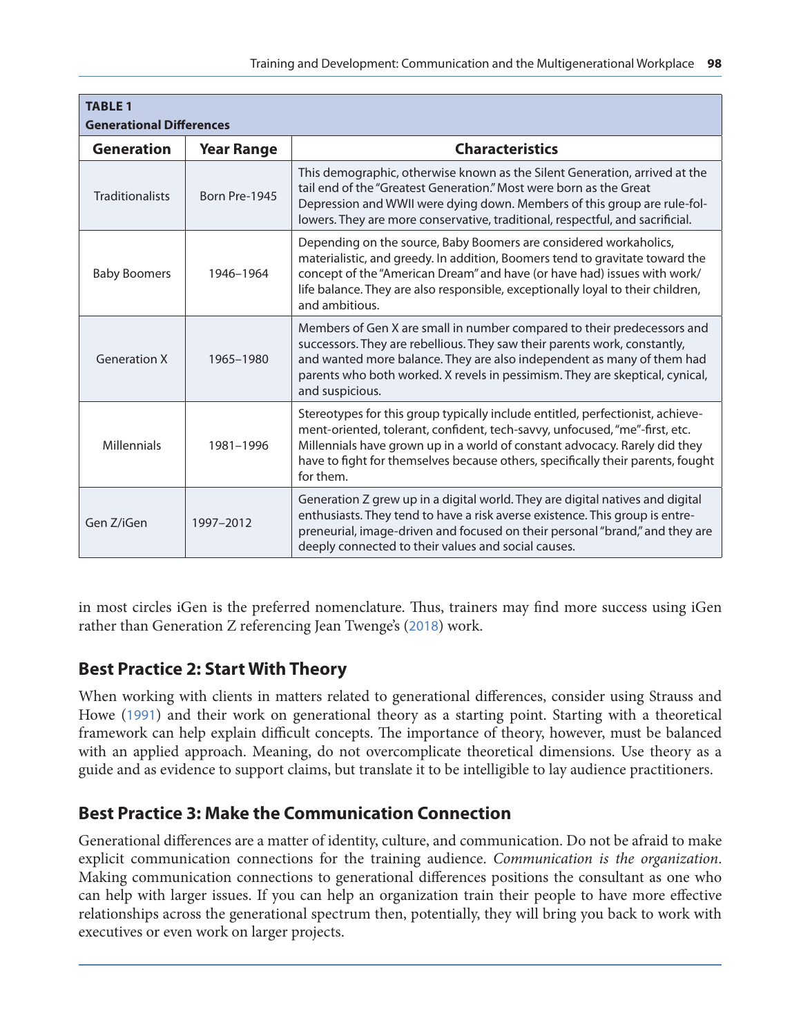**TABLE 1**
**Generational Differences**

| Generation | Year Range | Characteristics |
|---|---|---|
| Traditionalists | Born Pre-1945 | This demographic, otherwise known as the Silent Generation, arrived at the tail end of the "Greatest Generation." Most were born as the Great Depression and WWII were dying down. Members of this group are rule-followers. They are more conservative, traditional, respectful, and sacrificial. |
| Baby Boomers | 1946–1964 | Depending on the source, Baby Boomers are considered workaholics, materialistic, and greedy. In addition, Boomers tend to gravitate toward the concept of the "American Dream" and have (or have had) issues with work/life balance. They are also responsible, exceptionally loyal to their children, and ambitious. |
| Generation X | 1965–1980 | Members of Gen X are small in number compared to their predecessors and successors. They are rebellious. They saw their parents work, constantly, and wanted more balance. They are also independent as many of them had parents who both worked. X revels in pessimism. They are skeptical, cynical, and suspicious. |
| Millennials | 1981–1996 | Stereotypes for this group typically include entitled, perfectionist, achievement-oriented, tolerant, confident, tech-savvy, unfocused, "me"-first, etc. Millennials have grown up in a world of constant advocacy. Rarely did they have to fight for themselves because others, specifically their parents, fought for them. |
| Gen Z/iGen | 1997–2012 | Generation Z grew up in a digital world. They are digital natives and digital enthusiasts. They tend to have a risk averse existence. This group is entrepreneurial, image-driven and focused on their personal "brand," and they are deeply connected to their values and social causes. |

in most circles iGen is the preferred nomenclature. Thus, trainers may find more success using iGen rather than Generation Z referencing Jean Twenge's (2018) work.

## Best Practice 2: Start With Theory

When working with clients in matters related to generational differences, consider using Strauss and Howe (1991) and their work on generational theory as a starting point. Starting with a theoretical framework can help explain difficult concepts. The importance of theory, however, must be balanced with an applied approach. Meaning, do not overcomplicate theoretical dimensions. Use theory as a guide and as evidence to support claims, but translate it to be intelligible to lay audience practitioners.

## Best Practice 3: Make the Communication Connection

Generational differences are a matter of identity, culture, and communication. Do not be afraid to make explicit communication connections for the training audience. *Communication is the organization*. Making communication connections to generational differences positions the consultant as one who can help with larger issues. If you can help an organization train their people to have more effective relationships across the generational spectrum then, potentially, they will bring you back to work with executives or even work on larger projects.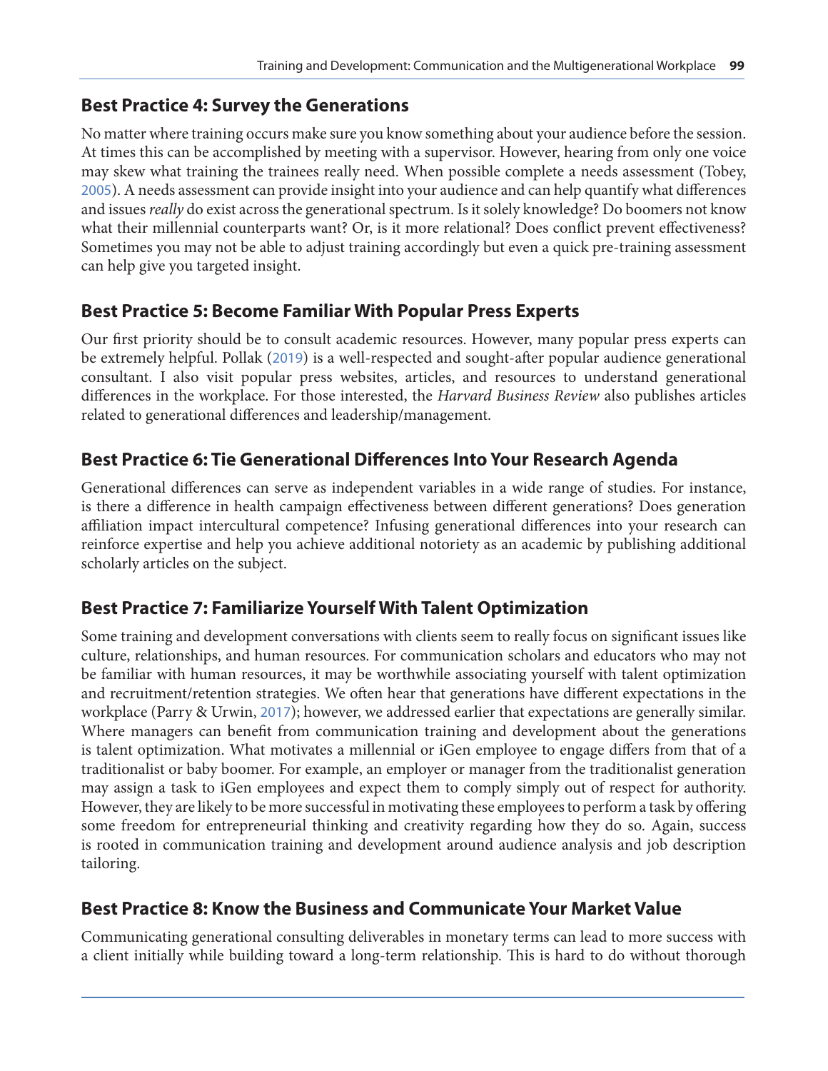## Best Practice 4: Survey the Generations

No matter where training occurs make sure you know something about your audience before the session. At times this can be accomplished by meeting with a supervisor. However, hearing from only one voice may skew what training the trainees really need. When possible complete a needs assessment (Tobey, 2005). A needs assessment can provide insight into your audience and can help quantify what differences and issues *really* do exist across the generational spectrum. Is it solely knowledge? Do boomers not know what their millennial counterparts want? Or, is it more relational? Does conflict prevent effectiveness? Sometimes you may not be able to adjust training accordingly but even a quick pre-training assessment can help give you targeted insight.

## Best Practice 5: Become Familiar With Popular Press Experts

Our first priority should be to consult academic resources. However, many popular press experts can be extremely helpful. Pollak (2019) is a well-respected and sought-after popular audience generational consultant. I also visit popular press websites, articles, and resources to understand generational differences in the workplace. For those interested, the *Harvard Business Review* also publishes articles related to generational differences and leadership/management.

## Best Practice 6: Tie Generational Differences Into Your Research Agenda

Generational differences can serve as independent variables in a wide range of studies. For instance, is there a difference in health campaign effectiveness between different generations? Does generation affiliation impact intercultural competence? Infusing generational differences into your research can reinforce expertise and help you achieve additional notoriety as an academic by publishing additional scholarly articles on the subject.

## Best Practice 7: Familiarize Yourself With Talent Optimization

Some training and development conversations with clients seem to really focus on significant issues like culture, relationships, and human resources. For communication scholars and educators who may not be familiar with human resources, it may be worthwhile associating yourself with talent optimization and recruitment/retention strategies. We often hear that generations have different expectations in the workplace (Parry & Urwin, 2017); however, we addressed earlier that expectations are generally similar. Where managers can benefit from communication training and development about the generations is talent optimization. What motivates a millennial or iGen employee to engage differs from that of a traditionalist or baby boomer. For example, an employer or manager from the traditionalist generation may assign a task to iGen employees and expect them to comply simply out of respect for authority. However, they are likely to be more successful in motivating these employees to perform a task by offering some freedom for entrepreneurial thinking and creativity regarding how they do so. Again, success is rooted in communication training and development around audience analysis and job description tailoring.

## Best Practice 8: Know the Business and Communicate Your Market Value

Communicating generational consulting deliverables in monetary terms can lead to more success with a client initially while building toward a long-term relationship. This is hard to do without thorough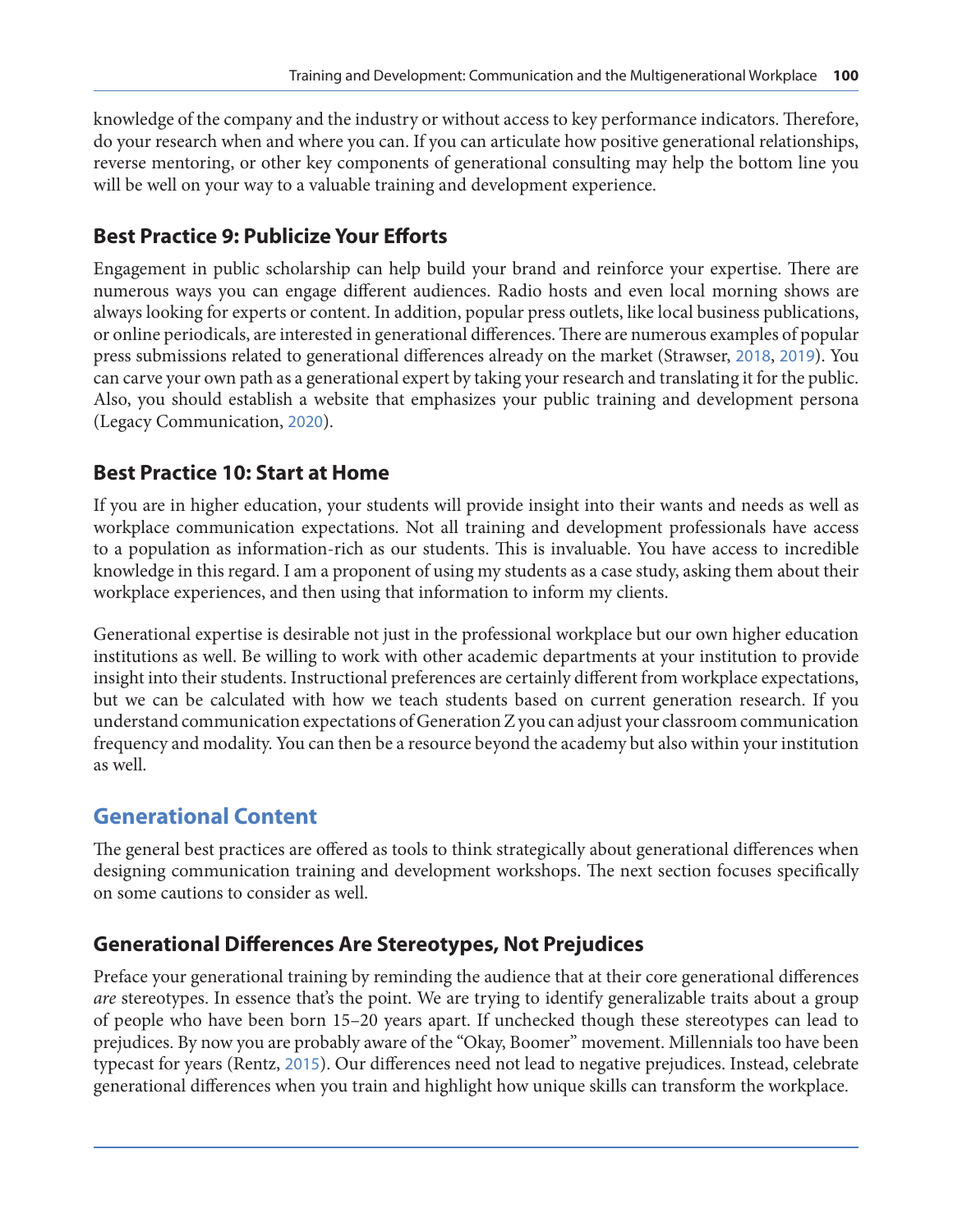knowledge of the company and the industry or without access to key performance indicators. Therefore, do your research when and where you can. If you can articulate how positive generational relationships, reverse mentoring, or other key components of generational consulting may help the bottom line you will be well on your way to a valuable training and development experience.

### Best Practice 9: Publicize Your Efforts

Engagement in public scholarship can help build your brand and reinforce your expertise. There are numerous ways you can engage different audiences. Radio hosts and even local morning shows are always looking for experts or content. In addition, popular press outlets, like local business publications, or online periodicals, are interested in generational differences. There are numerous examples of popular press submissions related to generational differences already on the market (Strawser, 2018, 2019). You can carve your own path as a generational expert by taking your research and translating it for the public. Also, you should establish a website that emphasizes your public training and development persona (Legacy Communication, 2020).

### Best Practice 10: Start at Home

If you are in higher education, your students will provide insight into their wants and needs as well as workplace communication expectations. Not all training and development professionals have access to a population as information-rich as our students. This is invaluable. You have access to incredible knowledge in this regard. I am a proponent of using my students as a case study, asking them about their workplace experiences, and then using that information to inform my clients.

Generational expertise is desirable not just in the professional workplace but our own higher education institutions as well. Be willing to work with other academic departments at your institution to provide insight into their students. Instructional preferences are certainly different from workplace expectations, but we can be calculated with how we teach students based on current generation research. If you understand communication expectations of Generation Z you can adjust your classroom communication frequency and modality. You can then be a resource beyond the academy but also within your institution as well.

## Generational Content

The general best practices are offered as tools to think strategically about generational differences when designing communication training and development workshops. The next section focuses specifically on some cautions to consider as well.

### Generational Differences Are Stereotypes, Not Prejudices

Preface your generational training by reminding the audience that at their core generational differences *are* stereotypes. In essence that's the point. We are trying to identify generalizable traits about a group of people who have been born 15–20 years apart. If unchecked though these stereotypes can lead to prejudices. By now you are probably aware of the "Okay, Boomer" movement. Millennials too have been typecast for years (Rentz, 2015). Our differences need not lead to negative prejudices. Instead, celebrate generational differences when you train and highlight how unique skills can transform the workplace.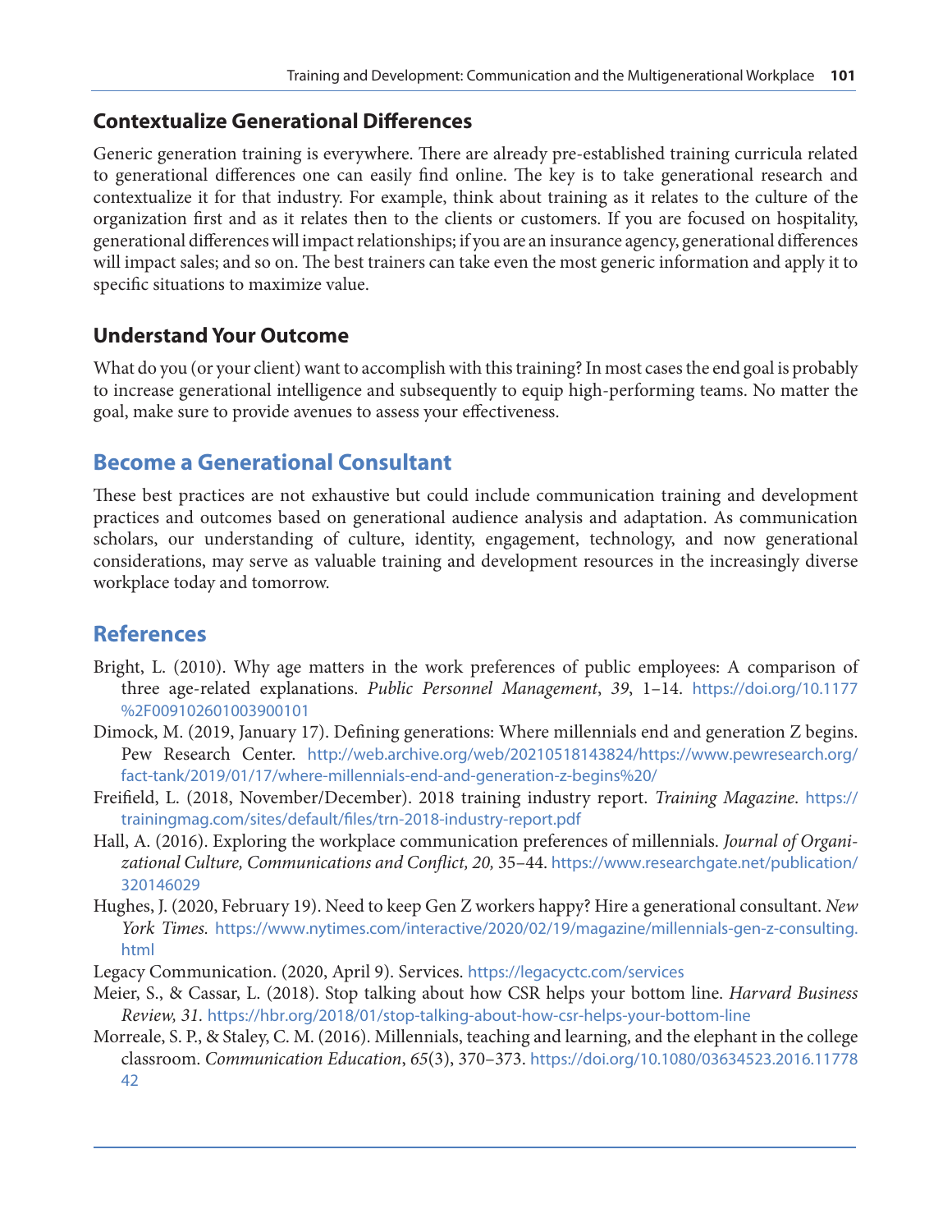### Contextualize Generational Differences

Generic generation training is everywhere. There are already pre-established training curricula related to generational differences one can easily find online. The key is to take generational research and contextualize it for that industry. For example, think about training as it relates to the culture of the organization first and as it relates then to the clients or customers. If you are focused on hospitality, generational differences will impact relationships; if you are an insurance agency, generational differences will impact sales; and so on. The best trainers can take even the most generic information and apply it to specific situations to maximize value.

### Understand Your Outcome

What do you (or your client) want to accomplish with this training? In most cases the end goal is probably to increase generational intelligence and subsequently to equip high-performing teams. No matter the goal, make sure to provide avenues to assess your effectiveness.

## Become a Generational Consultant

These best practices are not exhaustive but could include communication training and development practices and outcomes based on generational audience analysis and adaptation. As communication scholars, our understanding of culture, identity, engagement, technology, and now generational considerations, may serve as valuable training and development resources in the increasingly diverse workplace today and tomorrow.

## References

Bright, L. (2010). Why age matters in the work preferences of public employees: A comparison of three age-related explanations. *Public Personnel Management*, *39*, 1–14. https://doi.org/10.1177%2F009102601003900101

Dimock, M. (2019, January 17). Defining generations: Where millennials end and generation Z begins. Pew Research Center. http://web.archive.org/web/20210518143824/https://www.pewresearch.org/fact-tank/2019/01/17/where-millennials-end-and-generation-z-begins%20/

Freifield, L. (2018, November/December). 2018 training industry report. *Training Magazine*. https://trainingmag.com/sites/default/files/trn-2018-industry-report.pdf

Hall, A. (2016). Exploring the workplace communication preferences of millennials. *Journal of Organizational Culture, Communications and Conflict, 20,* 35–44. https://www.researchgate.net/publication/320146029

Hughes, J. (2020, February 19). Need to keep Gen Z workers happy? Hire a generational consultant. *New York Times*. https://www.nytimes.com/interactive/2020/02/19/magazine/millennials-gen-z-consulting.html

Legacy Communication. (2020, April 9). Services. https://legacyctc.com/services

Meier, S., & Cassar, L. (2018). Stop talking about how CSR helps your bottom line. *Harvard Business Review, 31*. https://hbr.org/2018/01/stop-talking-about-how-csr-helps-your-bottom-line

Morreale, S. P., & Staley, C. M. (2016). Millennials, teaching and learning, and the elephant in the college classroom. *Communication Education*, *65*(3), 370–373. https://doi.org/10.1080/03634523.2016.1177842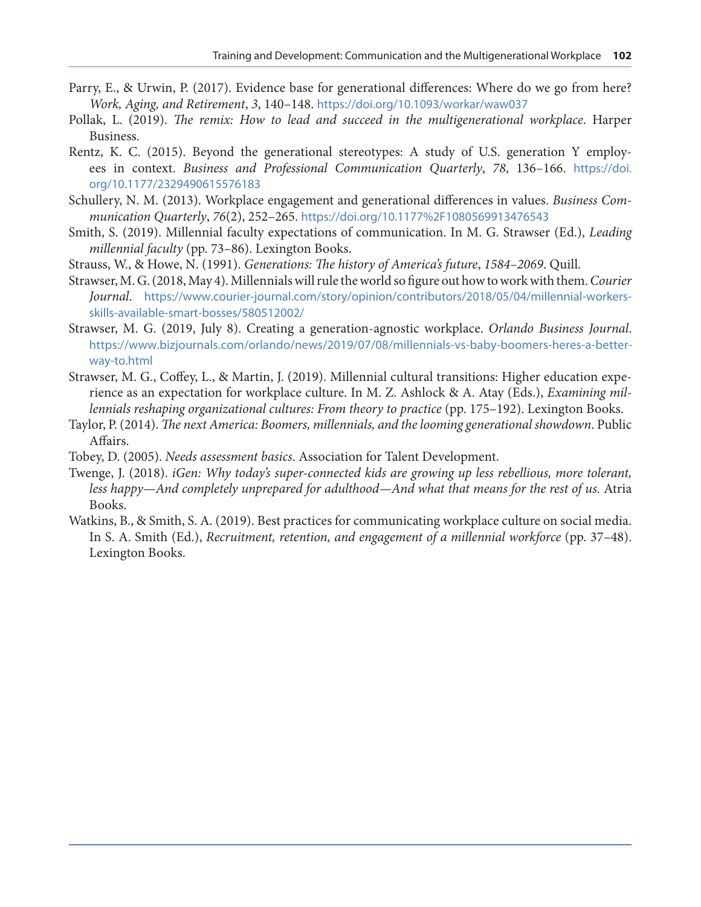Parry, E., & Urwin, P. (2017). Evidence base for generational differences: Where do we go from here? *Work, Aging, and Retirement*, *3*, 140–148. https://doi.org/10.1093/workar/waw037

Pollak, L. (2019). *The remix: How to lead and succeed in the multigenerational workplace*. Harper Business.

Rentz, K. C. (2015). Beyond the generational stereotypes: A study of U.S. generation Y employees in context. *Business and Professional Communication Quarterly*, *78*, 136–166. https://doi.org/10.1177/2329490615576183

Schullery, N. M. (2013). Workplace engagement and generational differences in values. *Business Communication Quarterly*, *76*(2), 252–265. https://doi.org/10.1177%2F1080569913476543

Smith, S. (2019). Millennial faculty expectations of communication. In M. G. Strawser (Ed.), *Leading millennial faculty* (pp. 73–86). Lexington Books.

Strauss, W., & Howe, N. (1991). *Generations: The history of America's future, 1584–2069*. Quill.

Strawser, M. G. (2018, May 4). Millennials will rule the world so figure out how to work with them. *Courier Journal*. https://www.courier-journal.com/story/opinion/contributors/2018/05/04/millennial-workers-skills-available-smart-bosses/580512002/

Strawser, M. G. (2019, July 8). Creating a generation-agnostic workplace. *Orlando Business Journal*. https://www.bizjournals.com/orlando/news/2019/07/08/millennials-vs-baby-boomers-heres-a-better-way-to.html

Strawser, M. G., Coffey, L., & Martin, J. (2019). Millennial cultural transitions: Higher education experience as an expectation for workplace culture. In M. Z. Ashlock & A. Atay (Eds.), *Examining millennials reshaping organizational cultures: From theory to practice* (pp. 175–192). Lexington Books.

Taylor, P. (2014). *The next America: Boomers, millennials, and the looming generational showdown*. Public Affairs.

Tobey, D. (2005). *Needs assessment basics*. Association for Talent Development.

Twenge, J. (2018). *iGen: Why today's super-connected kids are growing up less rebellious, more tolerant, less happy—And completely unprepared for adulthood—And what that means for the rest of us.* Atria Books.

Watkins, B., & Smith, S. A. (2019). Best practices for communicating workplace culture on social media. In S. A. Smith (Ed.), *Recruitment, retention, and engagement of a millennial workforce* (pp. 37–48). Lexington Books.